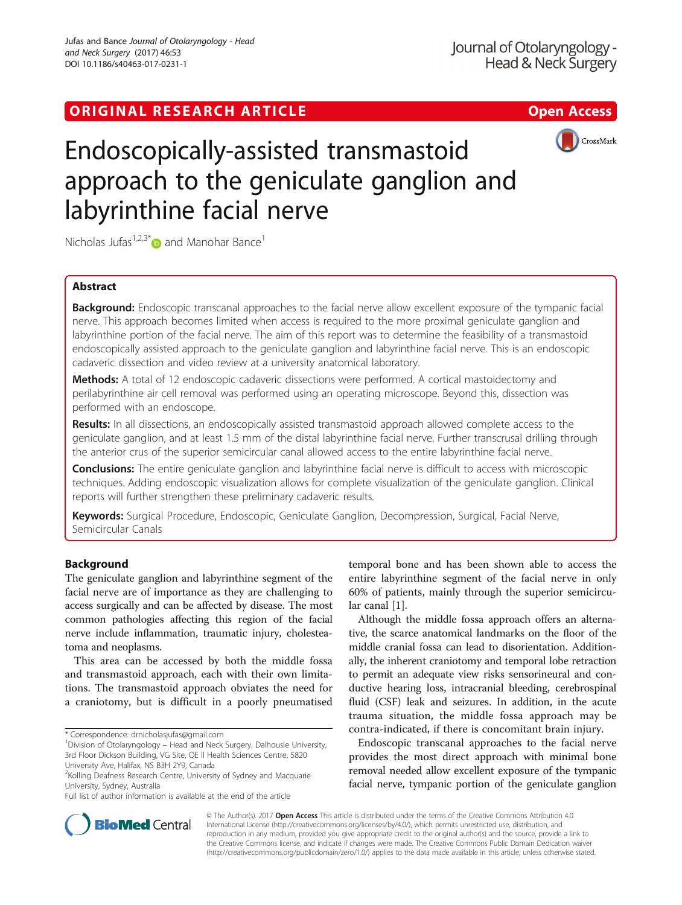ORIGINAL RESEARCH ARTICLE

Open Access

# Endoscopically-assisted transmastoid approach to the geniculate ganglion and labyrinthine facial nerve

Nicholas Jufas[1,2,3*] and Manohar Bance[1]

## Abstract

**Background:** Endoscopic transcanal approaches to the facial nerve allow excellent exposure of the tympanic facial nerve. This approach becomes limited when access is required to the more proximal geniculate ganglion and labyrinthine portion of the facial nerve. The aim of this report was to determine the feasibility of a transmastoid endoscopically assisted approach to the geniculate ganglion and labyrinthine facial nerve. This is an endoscopic cadaveric dissection and video review at a university anatomical laboratory.

**Methods:** A total of 12 endoscopic cadaveric dissections were performed. A cortical mastoidectomy and perilabyrinthine air cell removal was performed using an operating microscope. Beyond this, dissection was performed with an endoscope.

**Results:** In all dissections, an endoscopically assisted transmastoid approach allowed complete access to the geniculate ganglion, and at least 1.5 mm of the distal labyrinthine facial nerve. Further transcrural drilling through the anterior crus of the superior semicircular canal allowed access to the entire labyrinthine facial nerve.

**Conclusions:** The entire geniculate ganglion and labyrinthine facial nerve is difficult to access with microscopic techniques. Adding endoscopic visualization allows for complete visualization of the geniculate ganglion. Clinical reports will further strengthen these preliminary cadaveric results.

**Keywords:** Surgical Procedure, Endoscopic, Geniculate Ganglion, Decompression, Surgical, Facial Nerve, Semicircular Canals

## Background

The geniculate ganglion and labyrinthine segment of the facial nerve are of importance as they are challenging to access surgically and can be affected by disease. The most common pathologies affecting this region of the facial nerve include inflammation, traumatic injury, cholesteatoma and neoplasms.

This area can be accessed by both the middle fossa and transmastoid approach, each with their own limitations. The transmastoid approach obviates the need for a craniotomy, but is difficult in a poorly pneumatised temporal bone and has been shown able to access the entire labyrinthine segment of the facial nerve in only 60% of patients, mainly through the superior semicircular canal [1].

Although the middle fossa approach offers an alternative, the scarce anatomical landmarks on the floor of the middle cranial fossa can lead to disorientation. Additionally, the inherent craniotomy and temporal lobe retraction to permit an adequate view risks sensorineural and conductive hearing loss, intracranial bleeding, cerebrospinal fluid (CSF) leak and seizures. In addition, in the acute trauma situation, the middle fossa approach may be contra-indicated, if there is concomitant brain injury.

Endoscopic transcanal approaches to the facial nerve provides the most direct approach with minimal bone removal needed allow excellent exposure of the tympanic facial nerve, tympanic portion of the geniculate ganglion

* Correspondence: drnicholasjufas@gmail.com
[1]Division of Otolaryngology – Head and Neck Surgery, Dalhousie University, 3rd Floor Dickson Building, VG Site, QE II Health Sciences Centre, 5820 University Ave, Halifax, NS B3H 2Y9, Canada
[2]Kolling Deafness Research Centre, University of Sydney and Macquarie University, Sydney, Australia
Full list of author information is available at the end of the article

© The Author(s). 2017 **Open Access** This article is distributed under the terms of the Creative Commons Attribution 4.0 International License (http://creativecommons.org/licenses/by/4.0/), which permits unrestricted use, distribution, and reproduction in any medium, provided you give appropriate credit to the original author(s) and the source, provide a link to the Creative Commons license, and indicate if changes were made. The Creative Commons Public Domain Dedication waiver (http://creativecommons.org/publicdomain/zero/1.0/) applies to the data made available in this article, unless otherwise stated.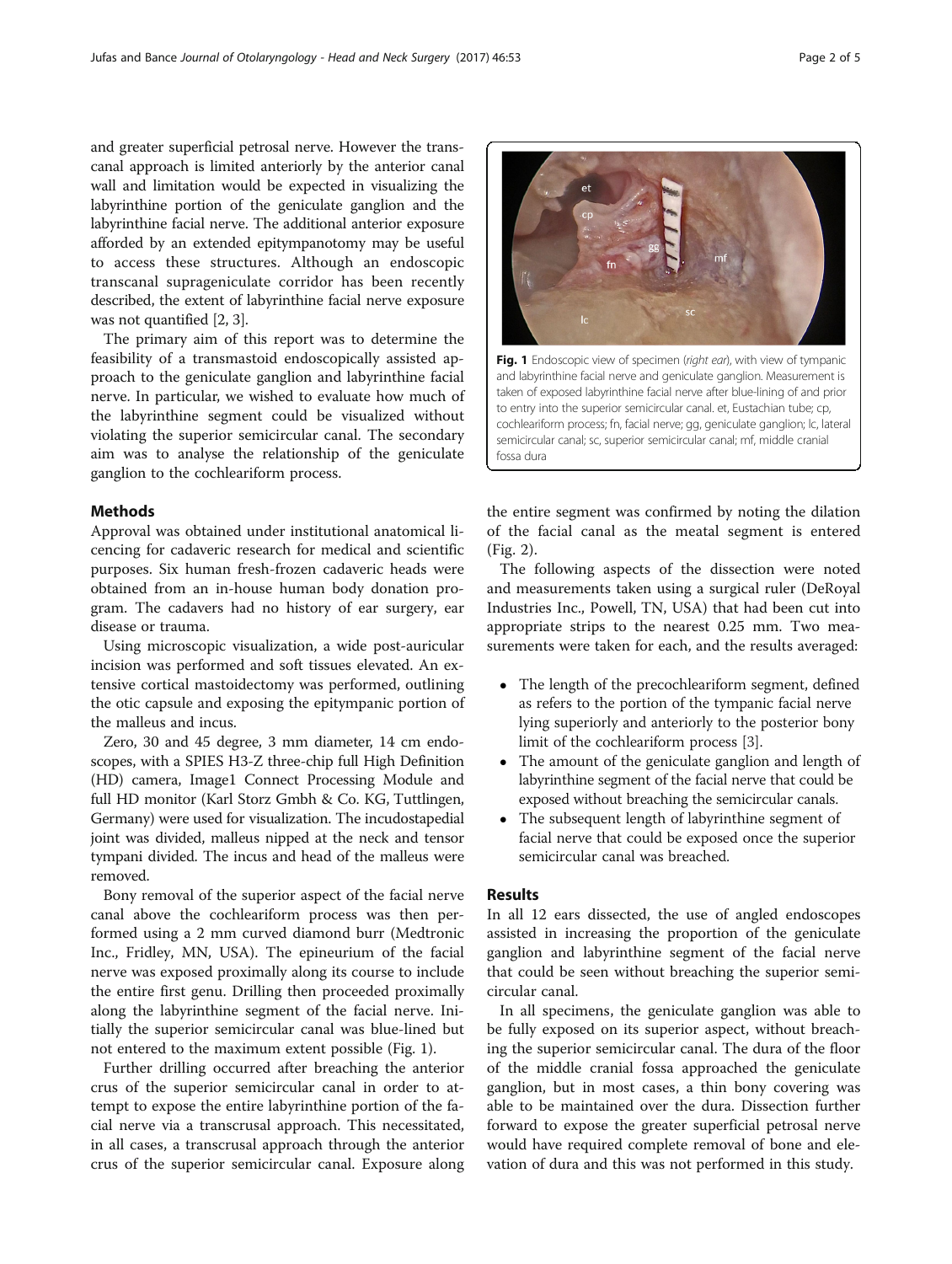and greater superficial petrosal nerve. However the transcanal approach is limited anteriorly by the anterior canal wall and limitation would be expected in visualizing the labyrinthine portion of the geniculate ganglion and the labyrinthine facial nerve. The additional anterior exposure afforded by an extended epitympanotomy may be useful to access these structures. Although an endoscopic transcanal suprageniculate corridor has been recently described, the extent of labyrinthine facial nerve exposure was not quantified [2, 3].

The primary aim of this report was to determine the feasibility of a transmastoid endoscopically assisted approach to the geniculate ganglion and labyrinthine facial nerve. In particular, we wished to evaluate how much of the labyrinthine segment could be visualized without violating the superior semicircular canal. The secondary aim was to analyse the relationship of the geniculate ganglion to the cochleariform process.

**Fig. 1** Endoscopic view of specimen (*right ear*), with view of tympanic and labyrinthine facial nerve and geniculate ganglion. Measurement is taken of exposed labyrinthine facial nerve after blue-lining of and prior to entry into the superior semicircular canal. et, Eustachian tube; cp, cochleariform process; fn, facial nerve; gg, geniculate ganglion; lc, lateral semicircular canal; sc, superior semicircular canal; mf, middle cranial fossa dura

## Methods

Approval was obtained under institutional anatomical licencing for cadaveric research for medical and scientific purposes. Six human fresh-frozen cadaveric heads were obtained from an in-house human body donation program. The cadavers had no history of ear surgery, ear disease or trauma.

Using microscopic visualization, a wide post-auricular incision was performed and soft tissues elevated. An extensive cortical mastoidectomy was performed, outlining the otic capsule and exposing the epitympanic portion of the malleus and incus.

Zero, 30 and 45 degree, 3 mm diameter, 14 cm endoscopes, with a SPIES H3-Z three-chip full High Definition (HD) camera, Image1 Connect Processing Module and full HD monitor (Karl Storz Gmbh & Co. KG, Tuttlingen, Germany) were used for visualization. The incudostapedial joint was divided, malleus nipped at the neck and tensor tympani divided. The incus and head of the malleus were removed.

Bony removal of the superior aspect of the facial nerve canal above the cochleariform process was then performed using a 2 mm curved diamond burr (Medtronic Inc., Fridley, MN, USA). The epineurium of the facial nerve was exposed proximally along its course to include the entire first genu. Drilling then proceeded proximally along the labyrinthine segment of the facial nerve. Initially the superior semicircular canal was blue-lined but not entered to the maximum extent possible (Fig. 1).

Further drilling occurred after breaching the anterior crus of the superior semicircular canal in order to attempt to expose the entire labyrinthine portion of the facial nerve via a transcrusal approach. This necessitated, in all cases, a transcrusal approach through the anterior crus of the superior semicircular canal. Exposure along the entire segment was confirmed by noting the dilation of the facial canal as the meatal segment is entered (Fig. 2).

The following aspects of the dissection were noted and measurements taken using a surgical ruler (DeRoyal Industries Inc., Powell, TN, USA) that had been cut into appropriate strips to the nearest 0.25 mm. Two measurements were taken for each, and the results averaged:

- The length of the precochleariform segment, defined as refers to the portion of the tympanic facial nerve lying superiorly and anteriorly to the posterior bony limit of the cochleariform process [3].
- The amount of the geniculate ganglion and length of labyrinthine segment of the facial nerve that could be exposed without breaching the semicircular canals.
- The subsequent length of labyrinthine segment of facial nerve that could be exposed once the superior semicircular canal was breached.

## Results

In all 12 ears dissected, the use of angled endoscopes assisted in increasing the proportion of the geniculate ganglion and labyrinthine segment of the facial nerve that could be seen without breaching the superior semicircular canal.

In all specimens, the geniculate ganglion was able to be fully exposed on its superior aspect, without breaching the superior semicircular canal. The dura of the floor of the middle cranial fossa approached the geniculate ganglion, but in most cases, a thin bony covering was able to be maintained over the dura. Dissection further forward to expose the greater superficial petrosal nerve would have required complete removal of bone and elevation of dura and this was not performed in this study.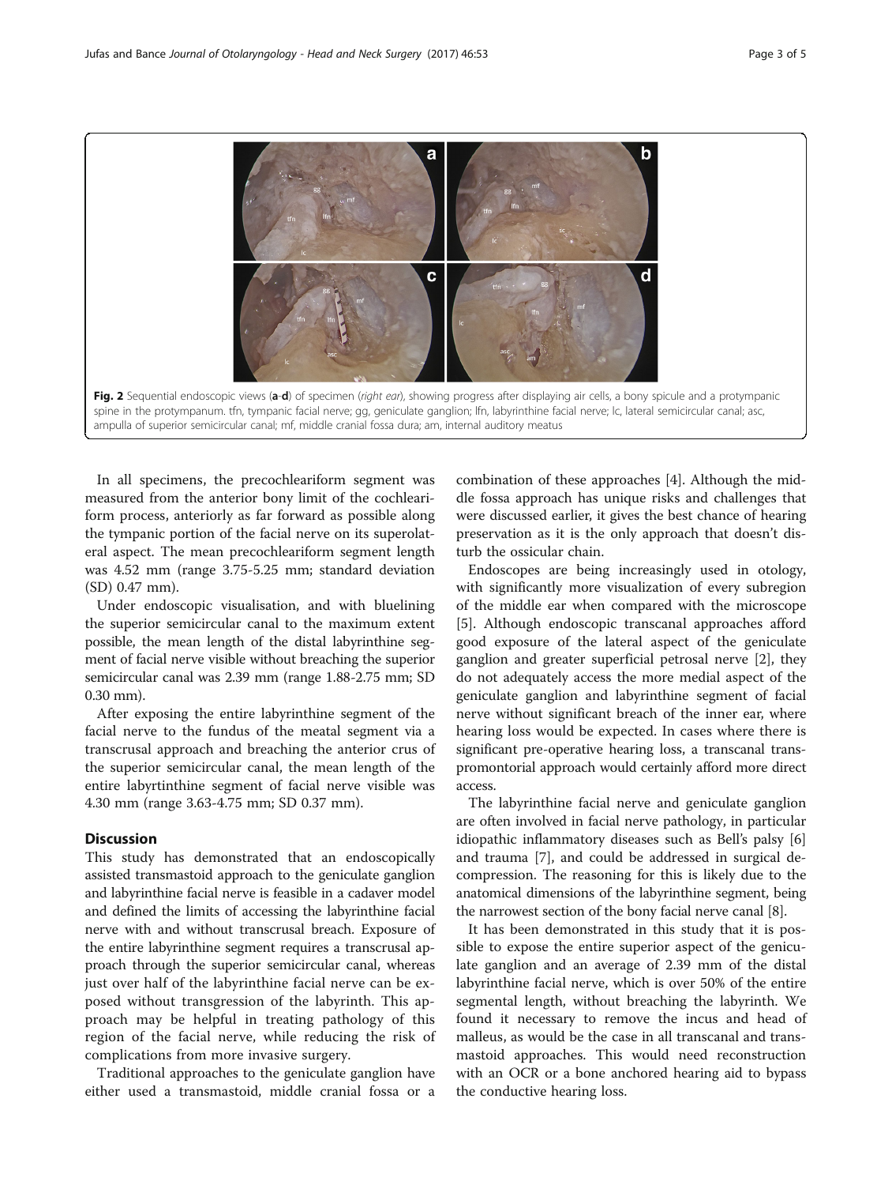Fig. 2 Sequential endoscopic views (**a**-**d**) of specimen (*right ear*), showing progress after displaying air cells, a bony spicule and a protympanic spine in the protympanum. tfn, tympanic facial nerve; gg, geniculate ganglion; lfn, labyrinthine facial nerve; lc, lateral semicircular canal; asc, ampulla of superior semicircular canal; mf, middle cranial fossa dura; am, internal auditory meatus

In all specimens, the precochleariform segment was measured from the anterior bony limit of the cochleariform process, anteriorly as far forward as possible along the tympanic portion of the facial nerve on its superolateral aspect. The mean precochleariform segment length was 4.52 mm (range 3.75-5.25 mm; standard deviation (SD) 0.47 mm).

Under endoscopic visualisation, and with bluelining the superior semicircular canal to the maximum extent possible, the mean length of the distal labyrinthine segment of facial nerve visible without breaching the superior semicircular canal was 2.39 mm (range 1.88-2.75 mm; SD 0.30 mm).

After exposing the entire labyrinthine segment of the facial nerve to the fundus of the meatal segment via a transcrusal approach and breaching the anterior crus of the superior semicircular canal, the mean length of the entire labyrtinthine segment of facial nerve visible was 4.30 mm (range 3.63-4.75 mm; SD 0.37 mm).

## Discussion

This study has demonstrated that an endoscopically assisted transmastoid approach to the geniculate ganglion and labyrinthine facial nerve is feasible in a cadaver model and defined the limits of accessing the labyrinthine facial nerve with and without transcrusal breach. Exposure of the entire labyrinthine segment requires a transcrusal approach through the superior semicircular canal, whereas just over half of the labyrinthine facial nerve can be exposed without transgression of the labyrinth. This approach may be helpful in treating pathology of this region of the facial nerve, while reducing the risk of complications from more invasive surgery.

Traditional approaches to the geniculate ganglion have either used a transmastoid, middle cranial fossa or a combination of these approaches [4]. Although the middle fossa approach has unique risks and challenges that were discussed earlier, it gives the best chance of hearing preservation as it is the only approach that doesn't disturb the ossicular chain.

Endoscopes are being increasingly used in otology, with significantly more visualization of every subregion of the middle ear when compared with the microscope [5]. Although endoscopic transcanal approaches afford good exposure of the lateral aspect of the geniculate ganglion and greater superficial petrosal nerve [2], they do not adequately access the more medial aspect of the geniculate ganglion and labyrinthine segment of facial nerve without significant breach of the inner ear, where hearing loss would be expected. In cases where there is significant pre-operative hearing loss, a transcanal transpromontorial approach would certainly afford more direct access.

The labyrinthine facial nerve and geniculate ganglion are often involved in facial nerve pathology, in particular idiopathic inflammatory diseases such as Bell's palsy [6] and trauma [7], and could be addressed in surgical decompression. The reasoning for this is likely due to the anatomical dimensions of the labyrinthine segment, being the narrowest section of the bony facial nerve canal [8].

It has been demonstrated in this study that it is possible to expose the entire superior aspect of the geniculate ganglion and an average of 2.39 mm of the distal labyrinthine facial nerve, which is over 50% of the entire segmental length, without breaching the labyrinth. We found it necessary to remove the incus and head of malleus, as would be the case in all transcanal and transmastoid approaches. This would need reconstruction with an OCR or a bone anchored hearing aid to bypass the conductive hearing loss.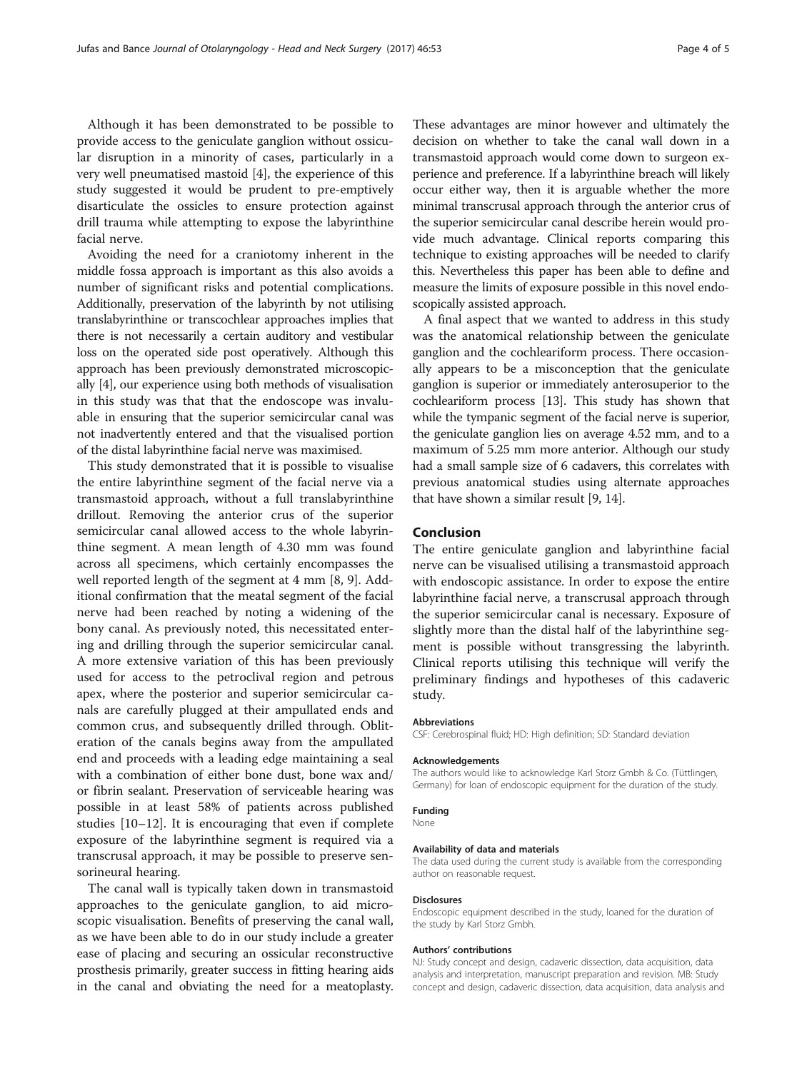Although it has been demonstrated to be possible to provide access to the geniculate ganglion without ossicular disruption in a minority of cases, particularly in a very well pneumatised mastoid [4], the experience of this study suggested it would be prudent to pre-emptively disarticulate the ossicles to ensure protection against drill trauma while attempting to expose the labyrinthine facial nerve.

Avoiding the need for a craniotomy inherent in the middle fossa approach is important as this also avoids a number of significant risks and potential complications. Additionally, preservation of the labyrinth by not utilising translabyrinthine or transcochlear approaches implies that there is not necessarily a certain auditory and vestibular loss on the operated side post operatively. Although this approach has been previously demonstrated microscopically [4], our experience using both methods of visualisation in this study was that that the endoscope was invaluable in ensuring that the superior semicircular canal was not inadvertently entered and that the visualised portion of the distal labyrinthine facial nerve was maximised.

This study demonstrated that it is possible to visualise the entire labyrinthine segment of the facial nerve via a transmastoid approach, without a full translabyrinthine drillout. Removing the anterior crus of the superior semicircular canal allowed access to the whole labyrinthine segment. A mean length of 4.30 mm was found across all specimens, which certainly encompasses the well reported length of the segment at 4 mm [8, 9]. Additional confirmation that the meatal segment of the facial nerve had been reached by noting a widening of the bony canal. As previously noted, this necessitated entering and drilling through the superior semicircular canal. A more extensive variation of this has been previously used for access to the petroclival region and petrous apex, where the posterior and superior semicircular canals are carefully plugged at their ampullated ends and common crus, and subsequently drilled through. Obliteration of the canals begins away from the ampullated end and proceeds with a leading edge maintaining a seal with a combination of either bone dust, bone wax and/or fibrin sealant. Preservation of serviceable hearing was possible in at least 58% of patients across published studies [10–12]. It is encouraging that even if complete exposure of the labyrinthine segment is required via a transcrusal approach, it may be possible to preserve sensorineural hearing.

The canal wall is typically taken down in transmastoid approaches to the geniculate ganglion, to aid microscopic visualisation. Benefits of preserving the canal wall, as we have been able to do in our study include a greater ease of placing and securing an ossicular reconstructive prosthesis primarily, greater success in fitting hearing aids in the canal and obviating the need for a meatoplasty. These advantages are minor however and ultimately the decision on whether to take the canal wall down in a transmastoid approach would come down to surgeon experience and preference. If a labyrinthine breach will likely occur either way, then it is arguable whether the more minimal transcrusal approach through the anterior crus of the superior semicircular canal describe herein would provide much advantage. Clinical reports comparing this technique to existing approaches will be needed to clarify this. Nevertheless this paper has been able to define and measure the limits of exposure possible in this novel endoscopically assisted approach.

A final aspect that we wanted to address in this study was the anatomical relationship between the geniculate ganglion and the cochleariform process. There occasionally appears to be a misconception that the geniculate ganglion is superior or immediately anterosuperior to the cochleariform process [13]. This study has shown that while the tympanic segment of the facial nerve is superior, the geniculate ganglion lies on average 4.52 mm, and to a maximum of 5.25 mm more anterior. Although our study had a small sample size of 6 cadavers, this correlates with previous anatomical studies using alternate approaches that have shown a similar result [9, 14].

## Conclusion

The entire geniculate ganglion and labyrinthine facial nerve can be visualised utilising a transmastoid approach with endoscopic assistance. In order to expose the entire labyrinthine facial nerve, a transcrusal approach through the superior semicircular canal is necessary. Exposure of slightly more than the distal half of the labyrinthine segment is possible without transgressing the labyrinth. Clinical reports utilising this technique will verify the preliminary findings and hypotheses of this cadaveric study.

#### Abbreviations

CSF: Cerebrospinal fluid; HD: High definition; SD: Standard deviation

#### Acknowledgements

The authors would like to acknowledge Karl Storz Gmbh & Co. (Tüttlingen, Germany) for loan of endoscopic equipment for the duration of the study.

#### Funding

None

#### Availability of data and materials

The data used during the current study is available from the corresponding author on reasonable request.

#### Disclosures

Endoscopic equipment described in the study, loaned for the duration of the study by Karl Storz Gmbh.

#### Authors' contributions

NJ: Study concept and design, cadaveric dissection, data acquisition, data analysis and interpretation, manuscript preparation and revision. MB: Study concept and design, cadaveric dissection, data acquisition, data analysis and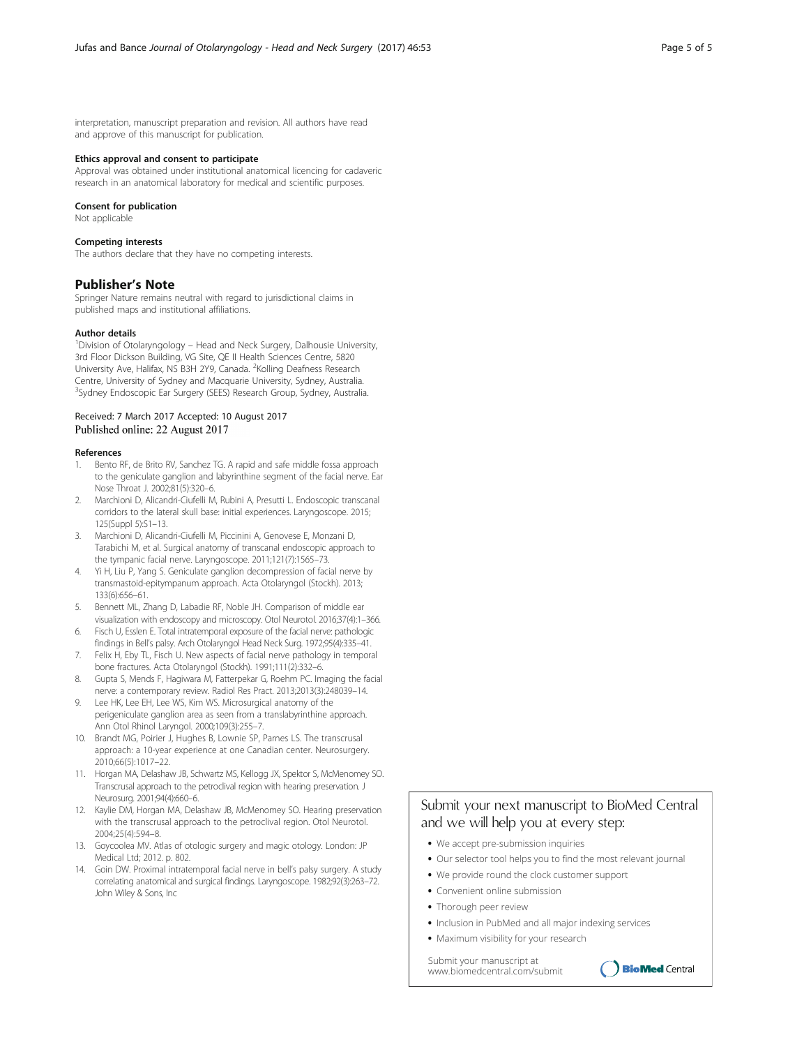interpretation, manuscript preparation and revision. All authors have read and approve of this manuscript for publication.

#### Ethics approval and consent to participate

Approval was obtained under institutional anatomical licencing for cadaveric research in an anatomical laboratory for medical and scientific purposes.

#### Consent for publication

Not applicable

#### Competing interests

The authors declare that they have no competing interests.

## Publisher's Note

Springer Nature remains neutral with regard to jurisdictional claims in published maps and institutional affiliations.

#### Author details

[1]Division of Otolaryngology – Head and Neck Surgery, Dalhousie University, 3rd Floor Dickson Building, VG Site, QE II Health Sciences Centre, 5820 University Ave, Halifax, NS B3H 2Y9, Canada. [2]Kolling Deafness Research Centre, University of Sydney and Macquarie University, Sydney, Australia. [3]Sydney Endoscopic Ear Surgery (SEES) Research Group, Sydney, Australia.

Received: 7 March 2017 Accepted: 10 August 2017
Published online: 22 August 2017

#### References

1. Bento RF, de Brito RV, Sanchez TG. A rapid and safe middle fossa approach to the geniculate ganglion and labyrinthine segment of the facial nerve. Ear Nose Throat J. 2002;81(5):320–6.
2. Marchioni D, Alicandri-Ciufelli M, Rubini A, Presutti L. Endoscopic transcanal corridors to the lateral skull base: initial experiences. Laryngoscope. 2015;125(Suppl 5):S1–13.
3. Marchioni D, Alicandri-Ciufelli M, Piccinini A, Genovese E, Monzani D, Tarabichi M, et al. Surgical anatomy of transcanal endoscopic approach to the tympanic facial nerve. Laryngoscope. 2011;121(7):1565–73.
4. Yi H, Liu P, Yang S. Geniculate ganglion decompression of facial nerve by transmastoid-epitympanum approach. Acta Otolaryngol (Stockh). 2013;133(6):656–61.
5. Bennett ML, Zhang D, Labadie RF, Noble JH. Comparison of middle ear visualization with endoscopy and microscopy. Otol Neurotol. 2016;37(4):1–366.
6. Fisch U, Esslen E. Total intratemporal exposure of the facial nerve: pathologic findings in Bell's palsy. Arch Otolaryngol Head Neck Surg. 1972;95(4):335–41.
7. Felix H, Eby TL, Fisch U. New aspects of facial nerve pathology in temporal bone fractures. Acta Otolaryngol (Stockh). 1991;111(2):332–6.
8. Gupta S, Mends F, Hagiwara M, Fatterpekar G, Roehm PC. Imaging the facial nerve: a contemporary review. Radiol Res Pract. 2013;2013(3):248039–14.
9. Lee HK, Lee EH, Lee WS, Kim WS. Microsurgical anatomy of the perigeniculate ganglion area as seen from a translabyrinthine approach. Ann Otol Rhinol Laryngol. 2000;109(3):255–7.
10. Brandt MG, Poirier J, Hughes B, Lownie SP, Parnes LS. The transcrusal approach: a 10-year experience at one Canadian center. Neurosurgery. 2010;66(5):1017–22.
11. Horgan MA, Delashaw JB, Schwartz MS, Kellogg JX, Spektor S, McMenomey SO. Transcrusal approach to the petroclival region with hearing preservation. J Neurosurg. 2001;94(4):660–6.
12. Kaylie DM, Horgan MA, Delashaw JB, McMenomey SO. Hearing preservation with the transcrusal approach to the petroclival region. Otol Neurotol. 2004;25(4):594–8.
13. Goycoolea MV. Atlas of otologic surgery and magic otology. London: JP Medical Ltd; 2012. p. 802.
14. Goin DW. Proximal intratemporal facial nerve in bell's palsy surgery. A study correlating anatomical and surgical findings. Laryngoscope. 1982;92(3):263–72. John Wiley & Sons, Inc

Submit your next manuscript to BioMed Central and we will help you at every step:

- We accept pre-submission inquiries
- Our selector tool helps you to find the most relevant journal
- We provide round the clock customer support
- Convenient online submission
- Thorough peer review
- Inclusion in PubMed and all major indexing services
- Maximum visibility for your research

Submit your manuscript at www.biomedcentral.com/submit

BioMed Central